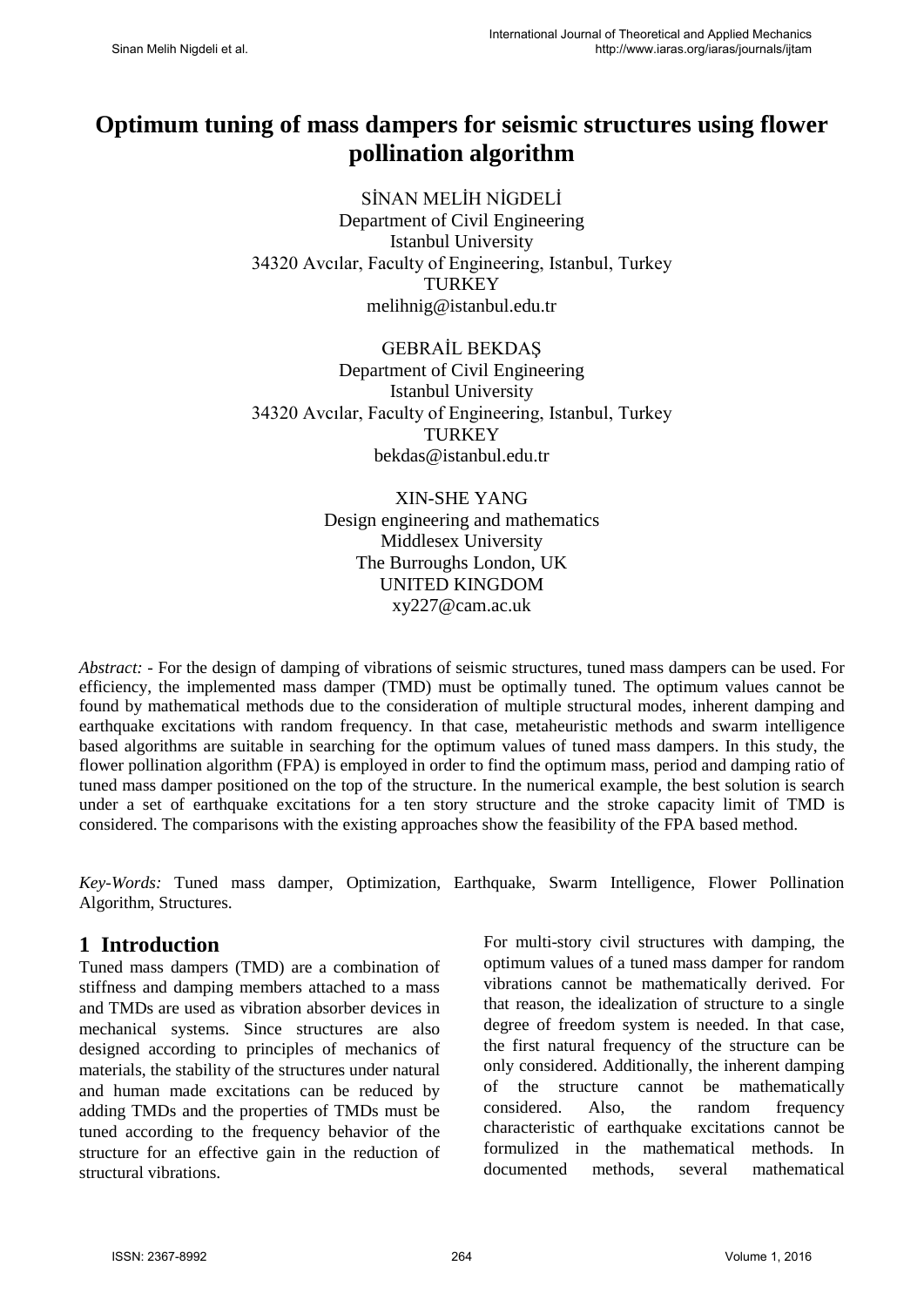# Optimum tuning of mass dampers for seismic structures using flower pollination algorithm

SİNAN MELİH NİGDELİ
Department of Civil Engineering
Istanbul University
34320 Avcılar, Faculty of Engineering, Istanbul, Turkey
TURKEY
melihnig@istanbul.edu.tr

GEBRAİL BEKDAŞ
Department of Civil Engineering
Istanbul University
34320 Avcılar, Faculty of Engineering, Istanbul, Turkey
TURKEY
bekdas@istanbul.edu.tr

XIN-SHE YANG
Design engineering and mathematics
Middlesex University
The Burroughs London, UK
UNITED KINGDOM
xy227@cam.ac.uk

*Abstract:* - For the design of damping of vibrations of seismic structures, tuned mass dampers can be used. For efficiency, the implemented mass damper (TMD) must be optimally tuned. The optimum values cannot be found by mathematical methods due to the consideration of multiple structural modes, inherent damping and earthquake excitations with random frequency. In that case, metaheuristic methods and swarm intelligence based algorithms are suitable in searching for the optimum values of tuned mass dampers. In this study, the flower pollination algorithm (FPA) is employed in order to find the optimum mass, period and damping ratio of tuned mass damper positioned on the top of the structure. In the numerical example, the best solution is search under a set of earthquake excitations for a ten story structure and the stroke capacity limit of TMD is considered. The comparisons with the existing approaches show the feasibility of the FPA based method.

*Key-Words:* Tuned mass damper, Optimization, Earthquake, Swarm Intelligence, Flower Pollination Algorithm, Structures.

## 1 Introduction

Tuned mass dampers (TMD) are a combination of stiffness and damping members attached to a mass and TMDs are used as vibration absorber devices in mechanical systems. Since structures are also designed according to principles of mechanics of materials, the stability of the structures under natural and human made excitations can be reduced by adding TMDs and the properties of TMDs must be tuned according to the frequency behavior of the structure for an effective gain in the reduction of structural vibrations.

For multi-story civil structures with damping, the optimum values of a tuned mass damper for random vibrations cannot be mathematically derived. For that reason, the idealization of structure to a single degree of freedom system is needed. In that case, the first natural frequency of the structure can be only considered. Additionally, the inherent damping of the structure cannot be mathematically considered. Also, the random frequency characteristic of earthquake excitations cannot be formulized in the mathematical methods. In documented methods, several mathematical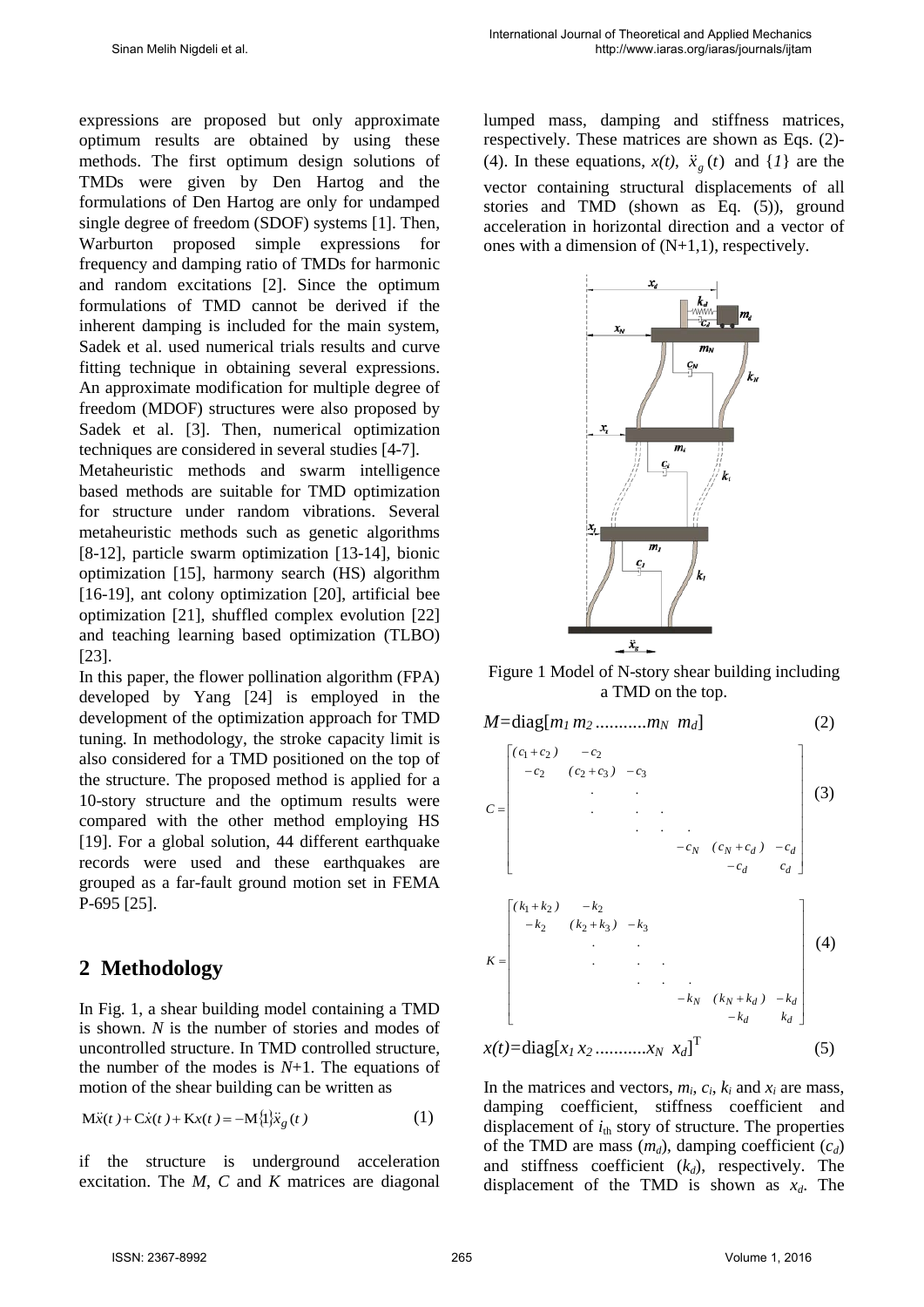expressions are proposed but only approximate optimum results are obtained by using these methods. The first optimum design solutions of TMDs were given by Den Hartog and the formulations of Den Hartog are only for undamped single degree of freedom (SDOF) systems [1]. Then, Warburton proposed simple expressions for frequency and damping ratio of TMDs for harmonic and random excitations [2]. Since the optimum formulations of TMD cannot be derived if the inherent damping is included for the main system, Sadek et al. used numerical trials results and curve fitting technique in obtaining several expressions. An approximate modification for multiple degree of freedom (MDOF) structures were also proposed by Sadek et al. [3]. Then, numerical optimization techniques are considered in several studies [4-7].

Metaheuristic methods and swarm intelligence based methods are suitable for TMD optimization for structure under random vibrations. Several metaheuristic methods such as genetic algorithms [8-12], particle swarm optimization [13-14], bionic optimization [15], harmony search (HS) algorithm [16-19], ant colony optimization [20], artificial bee optimization [21], shuffled complex evolution [22] and teaching learning based optimization (TLBO) [23].

In this paper, the flower pollination algorithm (FPA) developed by Yang [24] is employed in the development of the optimization approach for TMD tuning. In methodology, the stroke capacity limit is also considered for a TMD positioned on the top of the structure. The proposed method is applied for a 10-story structure and the optimum results were compared with the other method employing HS [19]. For a global solution, 44 different earthquake records were used and these earthquakes are grouped as a far-fault ground motion set in FEMA P-695 [25].

## 2 Methodology

In Fig. 1, a shear building model containing a TMD is shown. $N$ is the number of stories and modes of uncontrolled structure. In TMD controlled structure, the number of the modes is $N$+1. The equations of motion of the shear building can be written as

$$\mathrm{M}\ddot{x}(t)+\mathrm{C}\dot{x}(t)+\mathrm{K}x(t)=-\mathrm{M}\{1\}\ddot{x}_g(t) \tag{1}$$

if the structure is underground acceleration excitation. The $M$, $C$ and $K$ matrices are diagonal lumped mass, damping and stiffness matrices, respectively. These matrices are shown as Eqs. (2)-(4). In these equations, $x(t)$, $\ddot{x}_g(t)$ and $\{1\}$ are the vector containing structural displacements of all stories and TMD (shown as Eq. (5)), ground acceleration in horizontal direction and a vector of ones with a dimension of (N+1,1), respectively.

Figure 1 Model of N-story shear building including a TMD on the top.

$$M=\mathrm{diag}[m_1\, m_2 \ldots\ldots\ldots m_N \;\; m_d] \tag{2}$$

$$C=\begin{bmatrix} (c_1+c_2) & -c_2 & & & & \\ -c_2 & (c_2+c_3) & -c_3 & & & \\ & . & . & & & \\ & . & . & . & & \\ & & . & . & . & \\ & & & -c_N & (c_N+c_d) & -c_d \\ & & & & -c_d & c_d \end{bmatrix} \tag{3}$$

$$K=\begin{bmatrix} (k_1+k_2) & -k_2 & & & & \\ -k_2 & (k_2+k_3) & -k_3 & & & \\ & . & . & & & \\ & . & . & . & & \\ & & . & . & . & \\ & & & -k_N & (k_N+k_d) & -k_d \\ & & & & -k_d & k_d \end{bmatrix} \tag{4}$$

$$x(t)=\mathrm{diag}[x_1\, x_2 \ldots\ldots\ldots x_N \;\; x_d]^{\mathrm{T}} \tag{5}$$

In the matrices and vectors, $m_i$, $c_i$, $k_i$ and $x_i$ are mass, damping coefficient, stiffness coefficient and displacement of $i_{\text{th}}$ story of structure. The properties of the TMD are mass ($m_d$), damping coefficient ($c_d$) and stiffness coefficient ($k_d$), respectively. The displacement of the TMD is shown as $x_d$. The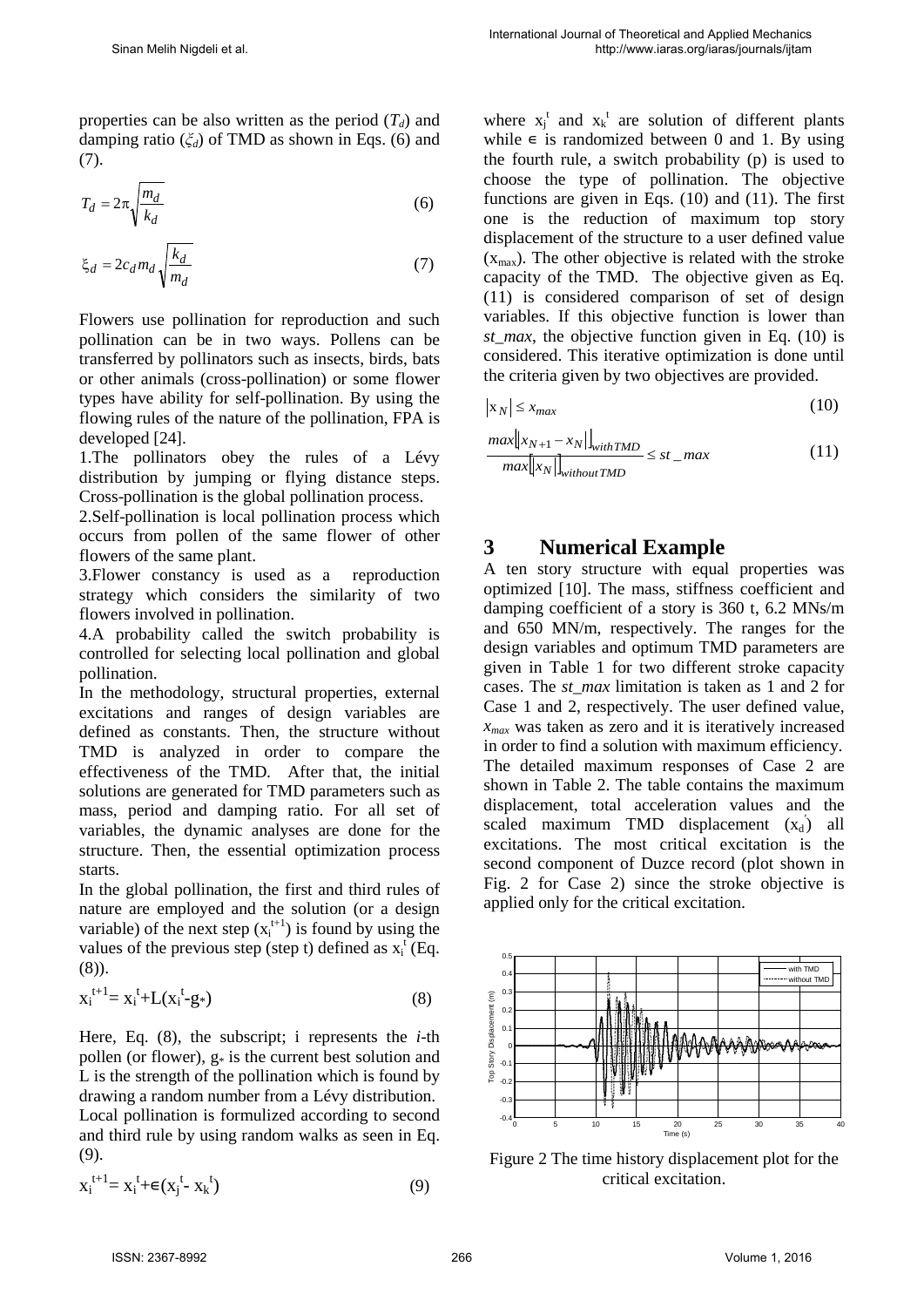properties can be also written as the period ($T_d$) and damping ratio ($\xi_d$) of TMD as shown in Eqs. (6) and (7).

$$T_d = 2\pi\sqrt{\frac{m_d}{k_d}} \tag{6}$$

$$\xi_d = 2c_d m_d \sqrt{\frac{k_d}{m_d}} \tag{7}$$

Flowers use pollination for reproduction and such pollination can be in two ways. Pollens can be transferred by pollinators such as insects, birds, bats or other animals (cross-pollination) or some flower types have ability for self-pollination. By using the flowing rules of the nature of the pollination, FPA is developed [24].

1. The pollinators obey the rules of a Lévy distribution by jumping or flying distance steps. Cross-pollination is the global pollination process.
2. Self-pollination is local pollination process which occurs from pollen of the same flower of other flowers of the same plant.
3. Flower constancy is used as a reproduction strategy which considers the similarity of two flowers involved in pollination.
4. A probability called the switch probability is controlled for selecting local pollination and global pollination.

In the methodology, structural properties, external excitations and ranges of design variables are defined as constants. Then, the structure without TMD is analyzed in order to compare the effectiveness of the TMD. After that, the initial solutions are generated for TMD parameters such as mass, period and damping ratio. For all set of variables, the dynamic analyses are done for the structure. Then, the essential optimization process starts.

In the global pollination, the first and third rules of nature are employed and the solution (or a design variable) of the next step ($x_i^{t+1}$) is found by using the values of the previous step (step t) defined as $x_i^t$ (Eq. (8)).

$$x_i^{t+1} = x_i^t + L(x_i^t - g_*) \tag{8}$$

Here, Eq. (8), the subscript; i represents the *i*-th pollen (or flower), $g_*$ is the current best solution and L is the strength of the pollination which is found by drawing a random number from a Lévy distribution. Local pollination is formulized according to second and third rule by using random walks as seen in Eq. (9).

$$x_i^{t+1} = x_i^t + \epsilon(x_j^t - x_k^t) \tag{9}$$

where $x_j^t$ and $x_k^t$ are solution of different plants while $\epsilon$ is randomized between 0 and 1. By using the fourth rule, a switch probability (p) is used to choose the type of pollination. The objective functions are given in Eqs. (10) and (11). The first one is the reduction of maximum top story displacement of the structure to a user defined value ($x_{max}$). The other objective is related with the stroke capacity of the TMD. The objective given as Eq. (11) is considered comparison of set of design variables. If this objective function is lower than *st_max*, the objective function given in Eq. (10) is considered. This iterative optimization is done until the criteria given by two objectives are provided.

$$|x_N| \leq x_{max} \tag{10}$$

$$\frac{max\left[|x_{N+1} - x_N|\right]_{with TMD}}{max\left[|x_N|\right]_{without TMD}} \leq st\_max \tag{11}$$

## 3 Numerical Example

A ten story structure with equal properties was optimized [10]. The mass, stiffness coefficient and damping coefficient of a story is 360 t, 6.2 MNs/m and 650 MN/m, respectively. The ranges for the design variables and optimum TMD parameters are given in Table 1 for two different stroke capacity cases. The *st_max* limitation is taken as 1 and 2 for Case 1 and 2, respectively. The user defined value, $x_{max}$ was taken as zero and it is iteratively increased in order to find a solution with maximum efficiency. The detailed maximum responses of Case 2 are shown in Table 2. The table contains the maximum displacement, total acceleration values and the scaled maximum TMD displacement ($x_d'$) all excitations. The most critical excitation is the second component of Duzce record (plot shown in Fig. 2 for Case 2) since the stroke objective is applied only for the critical excitation.

Figure 2 The time history displacement plot for the critical excitation.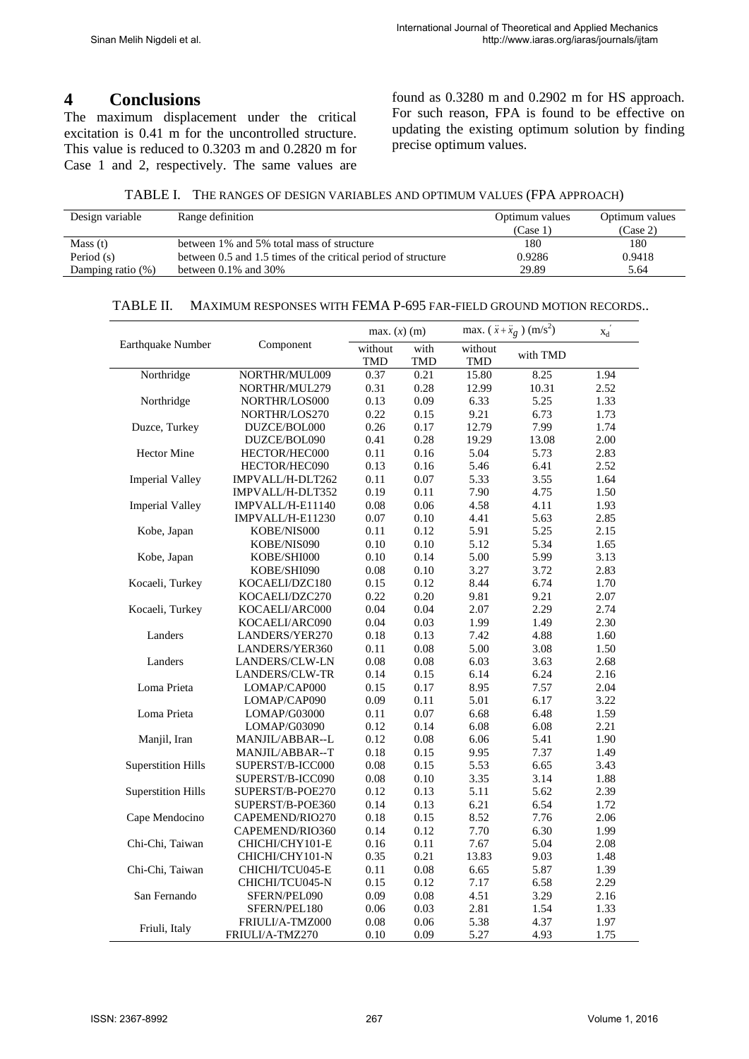## 4 Conclusions

The maximum displacement under the critical excitation is 0.41 m for the uncontrolled structure. This value is reduced to 0.3203 m and 0.2820 m for Case 1 and 2, respectively. The same values are found as 0.3280 m and 0.2902 m for HS approach. For such reason, FPA is found to be effective on updating the existing optimum solution by finding precise optimum values.

TABLE I. THE RANGES OF DESIGN VARIABLES AND OPTIMUM VALUES (FPA APPROACH)

| Design variable | Range definition | Optimum values (Case 1) | Optimum values (Case 2) |
|---|---|---|---|
| Mass (t) | between 1% and 5% total mass of structure | 180 | 180 |
| Period (s) | between 0.5 and 1.5 times of the critical period of structure | 0.9286 | 0.9418 |
| Damping ratio (%) | between 0.1% and 30% | 29.89 | 5.64 |

TABLE II. MAXIMUM RESPONSES WITH FEMA P-695 FAR-FIELD GROUND MOTION RECORDS..

| Earthquake Number | Component | max. ($x$) (m) | | max. ( $\ddot{x}+\ddot{x}_g$ ) (m/s$^2$) | | $x_d'$ |
|---|---|---|---|---|---|---|
| | | without TMD | with TMD | without TMD | with TMD | |
| Northridge | NORTHR/MUL009 | 0.37 | 0.21 | 15.80 | 8.25 | 1.94 |
| | NORTHR/MUL279 | 0.31 | 0.28 | 12.99 | 10.31 | 2.52 |
| Northridge | NORTHR/LOS000 | 0.13 | 0.09 | 6.33 | 5.25 | 1.33 |
| | NORTHR/LOS270 | 0.22 | 0.15 | 9.21 | 6.73 | 1.73 |
| Duzce, Turkey | DUZCE/BOL000 | 0.26 | 0.17 | 12.79 | 7.99 | 1.74 |
| | DUZCE/BOL090 | 0.41 | 0.28 | 19.29 | 13.08 | 2.00 |
| Hector Mine | HECTOR/HEC000 | 0.11 | 0.16 | 5.04 | 5.73 | 2.83 |
| | HECTOR/HEC090 | 0.13 | 0.16 | 5.46 | 6.41 | 2.52 |
| Imperial Valley | IMPVALL/H-DLT262 | 0.11 | 0.07 | 5.33 | 3.55 | 1.64 |
| | IMPVALL/H-DLT352 | 0.19 | 0.11 | 7.90 | 4.75 | 1.50 |
| Imperial Valley | IMPVALL/H-E11140 | 0.08 | 0.06 | 4.58 | 4.11 | 1.93 |
| | IMPVALL/H-E11230 | 0.07 | 0.10 | 4.41 | 5.63 | 2.85 |
| Kobe, Japan | KOBE/NIS000 | 0.11 | 0.12 | 5.91 | 5.25 | 2.15 |
| | KOBE/NIS090 | 0.10 | 0.10 | 5.12 | 5.34 | 1.65 |
| Kobe, Japan | KOBE/SHI000 | 0.10 | 0.14 | 5.00 | 5.99 | 3.13 |
| | KOBE/SHI090 | 0.08 | 0.10 | 3.27 | 3.72 | 2.83 |
| Kocaeli, Turkey | KOCAELI/DZC180 | 0.15 | 0.12 | 8.44 | 6.74 | 1.70 |
| | KOCAELI/DZC270 | 0.22 | 0.20 | 9.81 | 9.21 | 2.07 |
| Kocaeli, Turkey | KOCAELI/ARC000 | 0.04 | 0.04 | 2.07 | 2.29 | 2.74 |
| | KOCAELI/ARC090 | 0.04 | 0.03 | 1.99 | 1.49 | 2.30 |
| Landers | LANDERS/YER270 | 0.18 | 0.13 | 7.42 | 4.88 | 1.60 |
| | LANDERS/YER360 | 0.11 | 0.08 | 5.00 | 3.08 | 1.50 |
| Landers | LANDERS/CLW-LN | 0.08 | 0.08 | 6.03 | 3.63 | 2.68 |
| | LANDERS/CLW-TR | 0.14 | 0.15 | 6.14 | 6.24 | 2.16 |
| Loma Prieta | LOMAP/CAP000 | 0.15 | 0.17 | 8.95 | 7.57 | 2.04 |
| | LOMAP/CAP090 | 0.09 | 0.11 | 5.01 | 6.17 | 3.22 |
| Loma Prieta | LOMAP/G03000 | 0.11 | 0.07 | 6.68 | 6.48 | 1.59 |
| | LOMAP/G03090 | 0.12 | 0.14 | 6.08 | 6.08 | 2.21 |
| Manjil, Iran | MANJIL/ABBAR--L | 0.12 | 0.08 | 6.06 | 5.41 | 1.90 |
| | MANJIL/ABBAR--T | 0.18 | 0.15 | 9.95 | 7.37 | 1.49 |
| Superstition Hills | SUPERST/B-ICC000 | 0.08 | 0.15 | 5.53 | 6.65 | 3.43 |
| | SUPERST/B-ICC090 | 0.08 | 0.10 | 3.35 | 3.14 | 1.88 |
| Superstition Hills | SUPERST/B-POE270 | 0.12 | 0.13 | 5.11 | 5.62 | 2.39 |
| | SUPERST/B-POE360 | 0.14 | 0.13 | 6.21 | 6.54 | 1.72 |
| Cape Mendocino | CAPEMEND/RIO270 | 0.18 | 0.15 | 8.52 | 7.76 | 2.06 |
| | CAPEMEND/RIO360 | 0.14 | 0.12 | 7.70 | 6.30 | 1.99 |
| Chi-Chi, Taiwan | CHICHI/CHY101-E | 0.16 | 0.11 | 7.67 | 5.04 | 2.08 |
| | CHICHI/CHY101-N | 0.35 | 0.21 | 13.83 | 9.03 | 1.48 |
| Chi-Chi, Taiwan | CHICHI/TCU045-E | 0.11 | 0.08 | 6.65 | 5.87 | 1.39 |
| | CHICHI/TCU045-N | 0.15 | 0.12 | 7.17 | 6.58 | 2.29 |
| San Fernando | SFERN/PEL090 | 0.09 | 0.08 | 4.51 | 3.29 | 2.16 |
| | SFERN/PEL180 | 0.06 | 0.03 | 2.81 | 1.54 | 1.33 |
| Friuli, Italy | FRIULI/A-TMZ000 | 0.08 | 0.06 | 5.38 | 4.37 | 1.97 |
| | FRIULI/A-TMZ270 | 0.10 | 0.09 | 5.27 | 4.93 | 1.75 |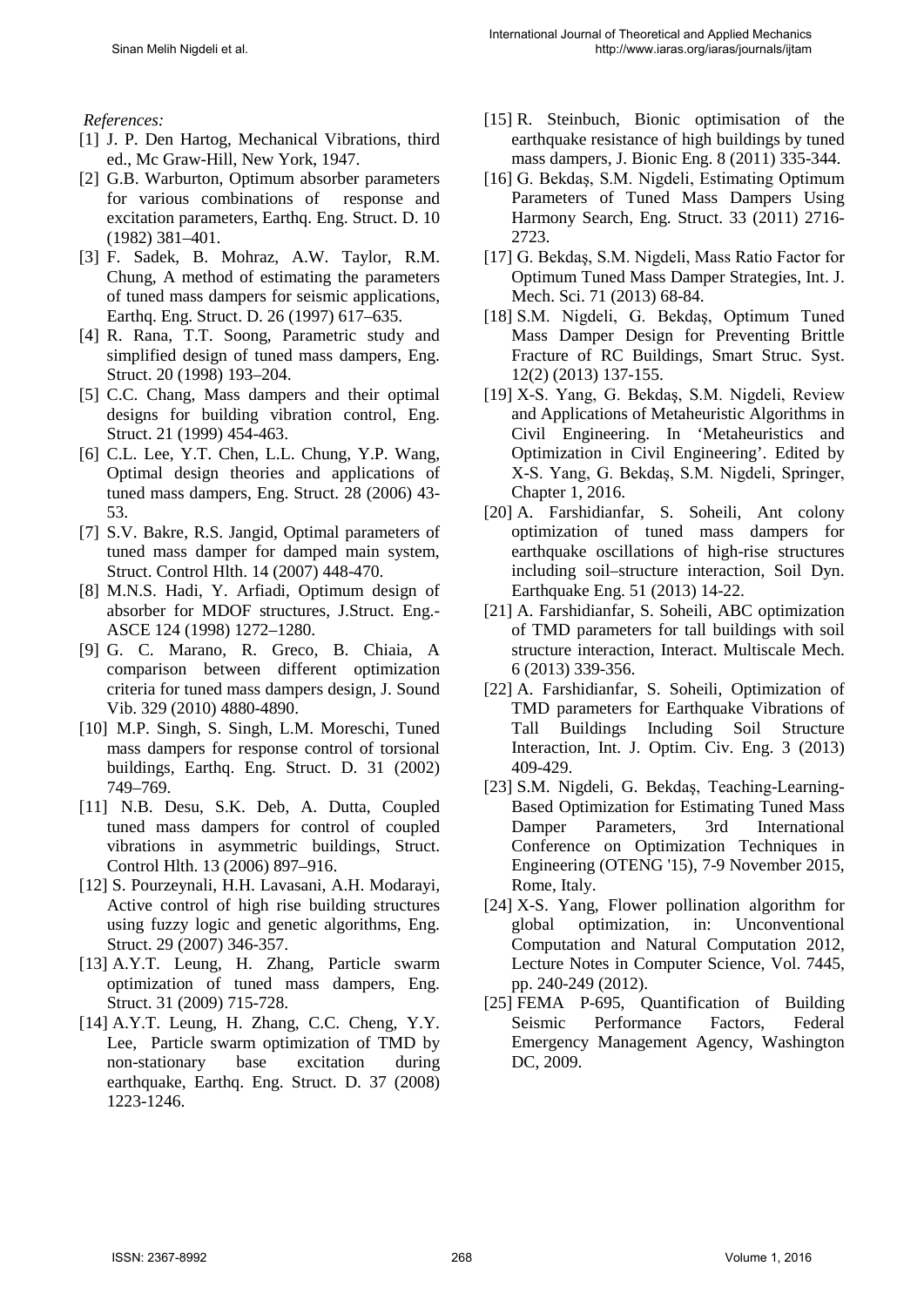*References:*

[1] J. P. Den Hartog, Mechanical Vibrations, third ed., Mc Graw-Hill, New York, 1947.

[2] G.B. Warburton, Optimum absorber parameters for various combinations of response and excitation parameters, Earthq. Eng. Struct. D. 10 (1982) 381–401.

[3] F. Sadek, B. Mohraz, A.W. Taylor, R.M. Chung, A method of estimating the parameters of tuned mass dampers for seismic applications, Earthq. Eng. Struct. D. 26 (1997) 617–635.

[4] R. Rana, T.T. Soong, Parametric study and simplified design of tuned mass dampers, Eng. Struct. 20 (1998) 193–204.

[5] C.C. Chang, Mass dampers and their optimal designs for building vibration control, Eng. Struct. 21 (1999) 454-463.

[6] C.L. Lee, Y.T. Chen, L.L. Chung, Y.P. Wang, Optimal design theories and applications of tuned mass dampers, Eng. Struct. 28 (2006) 43-53.

[7] S.V. Bakre, R.S. Jangid, Optimal parameters of tuned mass damper for damped main system, Struct. Control Hlth. 14 (2007) 448-470.

[8] M.N.S. Hadi, Y. Arfiadi, Optimum design of absorber for MDOF structures, J.Struct. Eng.-ASCE 124 (1998) 1272–1280.

[9] G. C. Marano, R. Greco, B. Chiaia, A comparison between different optimization criteria for tuned mass dampers design, J. Sound Vib. 329 (2010) 4880-4890.

[10] M.P. Singh, S. Singh, L.M. Moreschi, Tuned mass dampers for response control of torsional buildings, Earthq. Eng. Struct. D. 31 (2002) 749–769.

[11] N.B. Desu, S.K. Deb, A. Dutta, Coupled tuned mass dampers for control of coupled vibrations in asymmetric buildings, Struct. Control Hlth. 13 (2006) 897–916.

[12] S. Pourzeynali, H.H. Lavasani, A.H. Modarayi, Active control of high rise building structures using fuzzy logic and genetic algorithms, Eng. Struct. 29 (2007) 346-357.

[13] A.Y.T. Leung, H. Zhang, Particle swarm optimization of tuned mass dampers, Eng. Struct. 31 (2009) 715-728.

[14] A.Y.T. Leung, H. Zhang, C.C. Cheng, Y.Y. Lee, Particle swarm optimization of TMD by non-stationary base excitation during earthquake, Earthq. Eng. Struct. D. 37 (2008) 1223-1246.

[15] R. Steinbuch, Bionic optimisation of the earthquake resistance of high buildings by tuned mass dampers, J. Bionic Eng. 8 (2011) 335-344.

[16] G. Bekdaş, S.M. Nigdeli, Estimating Optimum Parameters of Tuned Mass Dampers Using Harmony Search, Eng. Struct. 33 (2011) 2716-2723.

[17] G. Bekdaş, S.M. Nigdeli, Mass Ratio Factor for Optimum Tuned Mass Damper Strategies, Int. J. Mech. Sci. 71 (2013) 68-84.

[18] S.M. Nigdeli, G. Bekdaş, Optimum Tuned Mass Damper Design for Preventing Brittle Fracture of RC Buildings, Smart Struc. Syst. 12(2) (2013) 137-155.

[19] X-S. Yang, G. Bekdaş, S.M. Nigdeli, Review and Applications of Metaheuristic Algorithms in Civil Engineering. In 'Metaheuristics and Optimization in Civil Engineering'. Edited by X-S. Yang, G. Bekdaş, S.M. Nigdeli, Springer, Chapter 1, 2016.

[20] A. Farshidianfar, S. Soheili, Ant colony optimization of tuned mass dampers for earthquake oscillations of high-rise structures including soil–structure interaction, Soil Dyn. Earthquake Eng. 51 (2013) 14-22.

[21] A. Farshidianfar, S. Soheili, ABC optimization of TMD parameters for tall buildings with soil structure interaction, Interact. Multiscale Mech. 6 (2013) 339-356.

[22] A. Farshidianfar, S. Soheili, Optimization of TMD parameters for Earthquake Vibrations of Tall Buildings Including Soil Structure Interaction, Int. J. Optim. Civ. Eng. 3 (2013) 409-429.

[23] S.M. Nigdeli, G. Bekdaş, Teaching-Learning-Based Optimization for Estimating Tuned Mass Damper Parameters, 3rd International Conference on Optimization Techniques in Engineering (OTENG '15), 7-9 November 2015, Rome, Italy.

[24] X-S. Yang, Flower pollination algorithm for global optimization, in: Unconventional Computation and Natural Computation 2012, Lecture Notes in Computer Science, Vol. 7445, pp. 240-249 (2012).

[25] FEMA P-695, Quantification of Building Seismic Performance Factors, Federal Emergency Management Agency, Washington DC, 2009.